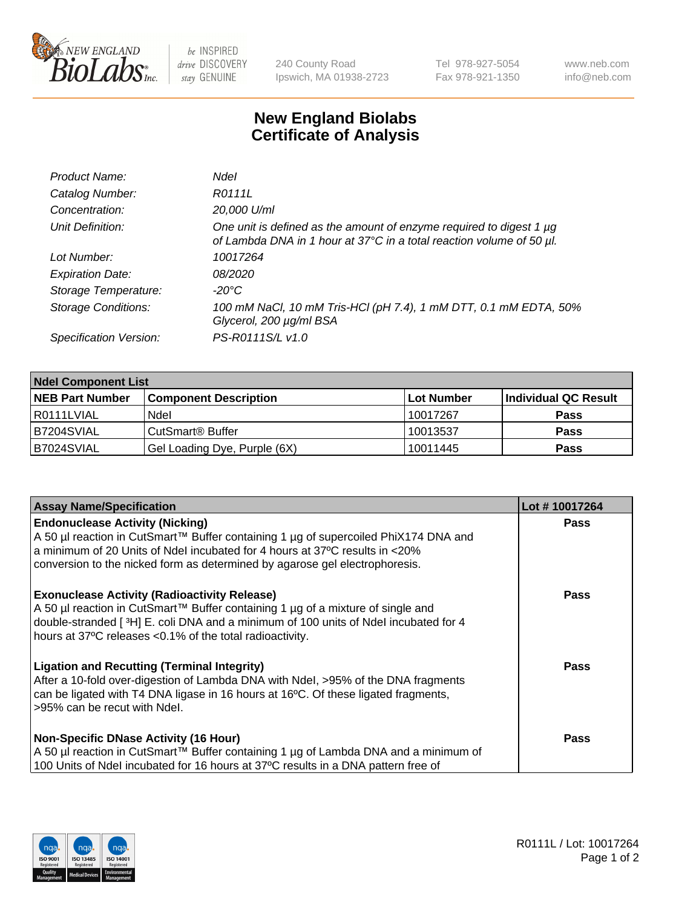# New England Biolabs Certificate of Analysis

| | |
|---|---|
| *Product Name:* | *NdeI* |
| *Catalog Number:* | *R0111L* |
| *Concentration:* | *20,000 U/ml* |
| *Unit Definition:* | *One unit is defined as the amount of enzyme required to digest 1 µg of Lambda DNA in 1 hour at 37°C in a total reaction volume of 50 µl.* |
| *Lot Number:* | *10017264* |
| *Expiration Date:* | *08/2020* |
| *Storage Temperature:* | *-20°C* |
| *Storage Conditions:* | *100 mM NaCl, 10 mM Tris-HCl (pH 7.4), 1 mM DTT, 0.1 mM EDTA, 50% Glycerol, 200 µg/ml BSA* |
| *Specification Version:* | *PS-R0111S/L v1.0* |

| **NdeI Component List** | | | |
|---|---|---|---|
| **NEB Part Number** | **Component Description** | **Lot Number** | **Individual QC Result** |
| R0111LVIAL | NdeI | 10017267 | **Pass** |
| B7204SVIAL | CutSmart® Buffer | 10013537 | **Pass** |
| B7024SVIAL | Gel Loading Dye, Purple (6X) | 10011445 | **Pass** |

| **Assay Name/Specification** | **Lot # 10017264** |
|---|---|
| **Endonuclease Activity (Nicking)** A 50 µl reaction in CutSmart™ Buffer containing 1 µg of supercoiled PhiX174 DNA and a minimum of 20 Units of NdeI incubated for 4 hours at 37ºC results in <20% conversion to the nicked form as determined by agarose gel electrophoresis. | **Pass** |
| **Exonuclease Activity (Radioactivity Release)** A 50 µl reaction in CutSmart™ Buffer containing 1 µg of a mixture of single and double-stranded [ $^3$H] E. coli DNA and a minimum of 100 units of NdeI incubated for 4 hours at 37ºC releases <0.1% of the total radioactivity. | **Pass** |
| **Ligation and Recutting (Terminal Integrity)** After a 10-fold over-digestion of Lambda DNA with NdeI, >95% of the DNA fragments can be ligated with T4 DNA ligase in 16 hours at 16ºC. Of these ligated fragments, >95% can be recut with NdeI. | **Pass** |
| **Non-Specific DNase Activity (16 Hour)** A 50 µl reaction in CutSmart™ Buffer containing 1 µg of Lambda DNA and a minimum of 100 Units of NdeI incubated for 16 hours at 37ºC results in a DNA pattern free of | **Pass** |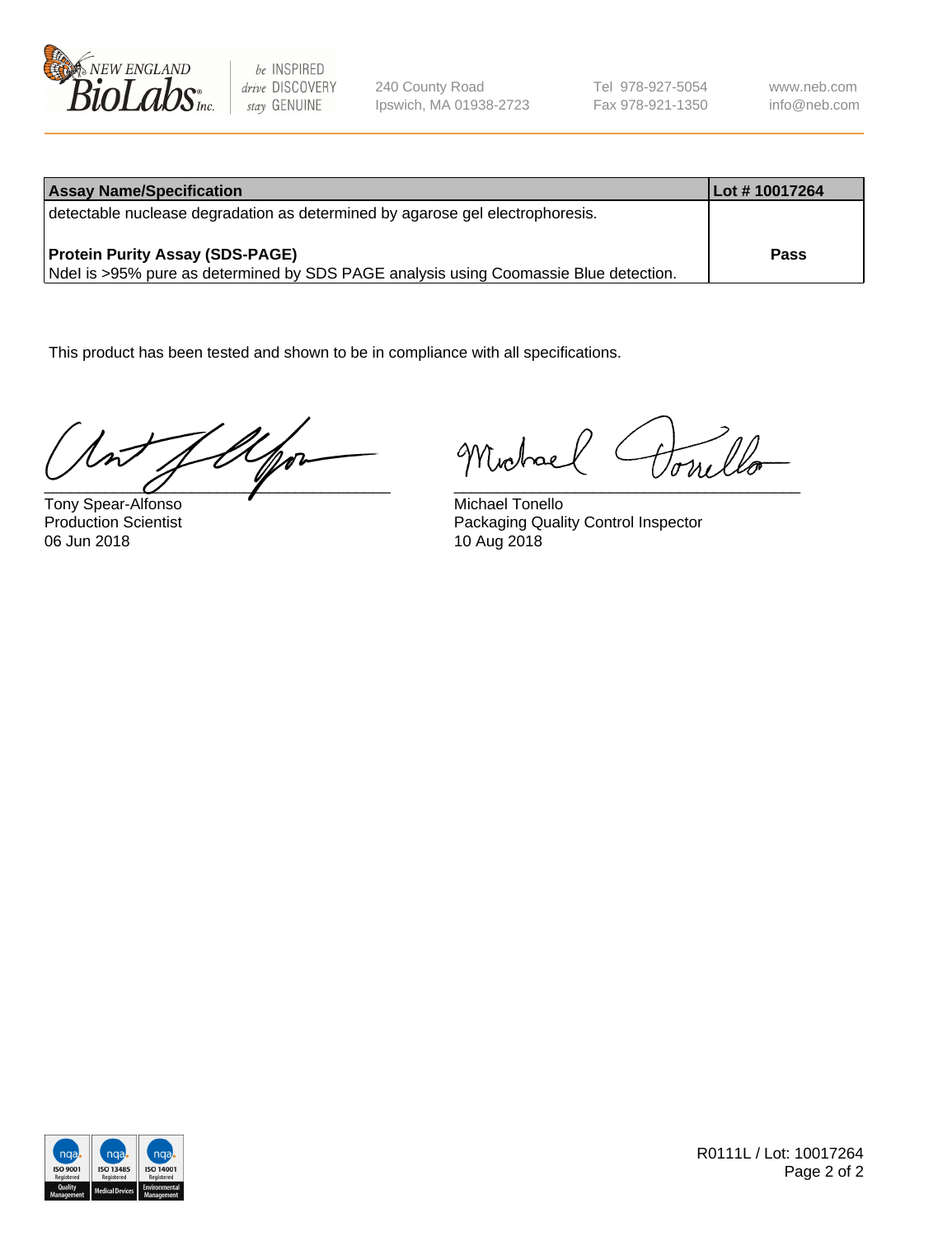| Assay Name/Specification | Lot # 10017264 |
| --- | --- |
| detectable nuclease degradation as determined by agarose gel electrophoresis. | |
| **Protein Purity Assay (SDS-PAGE)**<br>NdeI is >95% pure as determined by SDS PAGE analysis using Coomassie Blue detection. | **Pass** |

This product has been tested and shown to be in compliance with all specifications.

Tony Spear-Alfonso
Production Scientist
06 Jun 2018

Michael Tonello
Packaging Quality Control Inspector
10 Aug 2018

R0111L / Lot: 10017264